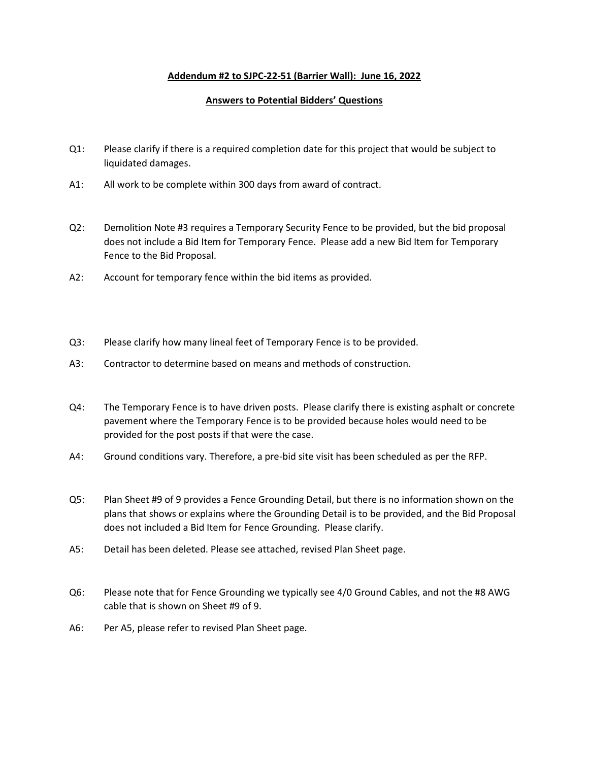**Addendum #2 to SJPC-22-51 (Barrier Wall): June 16, 2022**

**Answers to Potential Bidders' Questions**

Q1: Please clarify if there is a required completion date for this project that would be subject to liquidated damages.

A1: All work to be complete within 300 days from award of contract.

Q2: Demolition Note #3 requires a Temporary Security Fence to be provided, but the bid proposal does not include a Bid Item for Temporary Fence. Please add a new Bid Item for Temporary Fence to the Bid Proposal.

A2: Account for temporary fence within the bid items as provided.

Q3: Please clarify how many lineal feet of Temporary Fence is to be provided.

A3: Contractor to determine based on means and methods of construction.

Q4: The Temporary Fence is to have driven posts. Please clarify there is existing asphalt or concrete pavement where the Temporary Fence is to be provided because holes would need to be provided for the post posts if that were the case.

A4: Ground conditions vary. Therefore, a pre-bid site visit has been scheduled as per the RFP.

Q5: Plan Sheet #9 of 9 provides a Fence Grounding Detail, but there is no information shown on the plans that shows or explains where the Grounding Detail is to be provided, and the Bid Proposal does not included a Bid Item for Fence Grounding. Please clarify.

A5: Detail has been deleted. Please see attached, revised Plan Sheet page.

Q6: Please note that for Fence Grounding we typically see 4/0 Ground Cables, and not the #8 AWG cable that is shown on Sheet #9 of 9.

A6: Per A5, please refer to revised Plan Sheet page.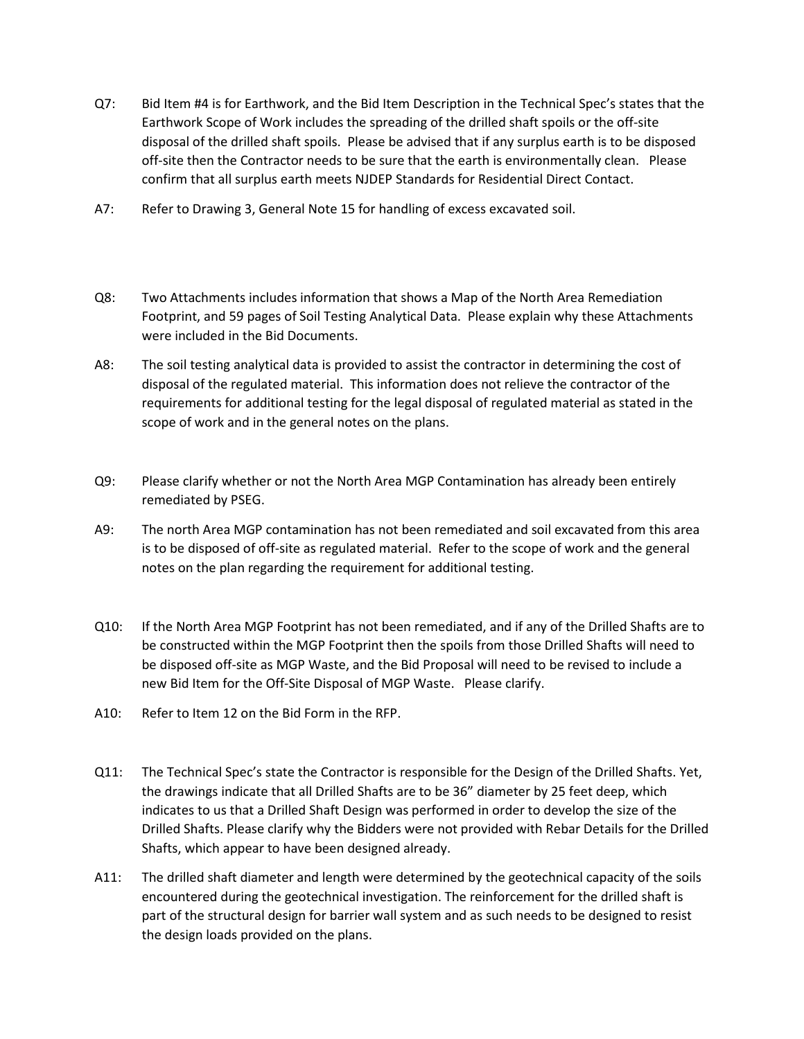Q7: Bid Item #4 is for Earthwork, and the Bid Item Description in the Technical Spec's states that the Earthwork Scope of Work includes the spreading of the drilled shaft spoils or the off-site disposal of the drilled shaft spoils. Please be advised that if any surplus earth is to be disposed off-site then the Contractor needs to be sure that the earth is environmentally clean. Please confirm that all surplus earth meets NJDEP Standards for Residential Direct Contact.

A7: Refer to Drawing 3, General Note 15 for handling of excess excavated soil.

Q8: Two Attachments includes information that shows a Map of the North Area Remediation Footprint, and 59 pages of Soil Testing Analytical Data. Please explain why these Attachments were included in the Bid Documents.

A8: The soil testing analytical data is provided to assist the contractor in determining the cost of disposal of the regulated material. This information does not relieve the contractor of the requirements for additional testing for the legal disposal of regulated material as stated in the scope of work and in the general notes on the plans.

Q9: Please clarify whether or not the North Area MGP Contamination has already been entirely remediated by PSEG.

A9: The north Area MGP contamination has not been remediated and soil excavated from this area is to be disposed of off-site as regulated material. Refer to the scope of work and the general notes on the plan regarding the requirement for additional testing.

Q10: If the North Area MGP Footprint has not been remediated, and if any of the Drilled Shafts are to be constructed within the MGP Footprint then the spoils from those Drilled Shafts will need to be disposed off-site as MGP Waste, and the Bid Proposal will need to be revised to include a new Bid Item for the Off-Site Disposal of MGP Waste. Please clarify.

A10: Refer to Item 12 on the Bid Form in the RFP.

Q11: The Technical Spec's state the Contractor is responsible for the Design of the Drilled Shafts. Yet, the drawings indicate that all Drilled Shafts are to be 36" diameter by 25 feet deep, which indicates to us that a Drilled Shaft Design was performed in order to develop the size of the Drilled Shafts. Please clarify why the Bidders were not provided with Rebar Details for the Drilled Shafts, which appear to have been designed already.

A11: The drilled shaft diameter and length were determined by the geotechnical capacity of the soils encountered during the geotechnical investigation. The reinforcement for the drilled shaft is part of the structural design for barrier wall system and as such needs to be designed to resist the design loads provided on the plans.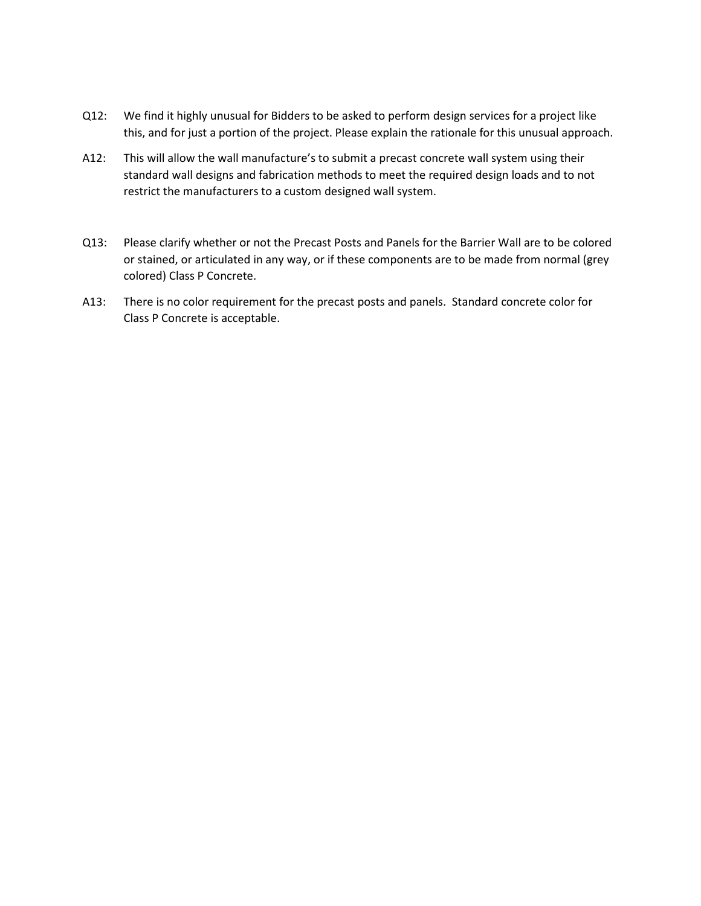Q12: We find it highly unusual for Bidders to be asked to perform design services for a project like this, and for just a portion of the project. Please explain the rationale for this unusual approach.

A12: This will allow the wall manufacture's to submit a precast concrete wall system using their standard wall designs and fabrication methods to meet the required design loads and to not restrict the manufacturers to a custom designed wall system.

Q13: Please clarify whether or not the Precast Posts and Panels for the Barrier Wall are to be colored or stained, or articulated in any way, or if these components are to be made from normal (grey colored) Class P Concrete.

A13: There is no color requirement for the precast posts and panels. Standard concrete color for Class P Concrete is acceptable.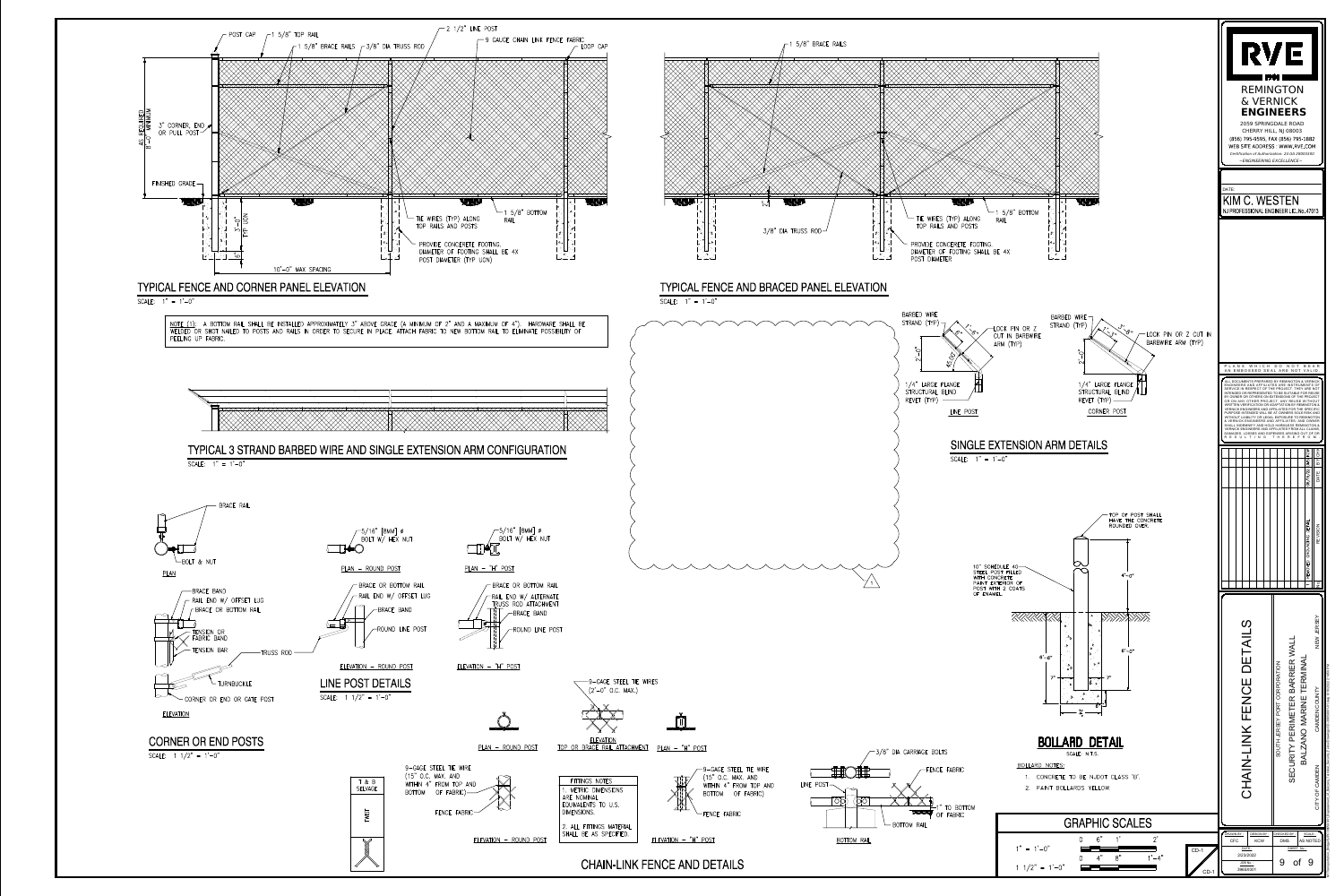# CHAIN-LINK FENCE AND DETAILS

## TYPICAL FENCE AND CORNER PANEL ELEVATION

SCALE: 1" = 1'-0"

POST CAP
1 5/8" TOP RAIL
1 5/8" BRACE RAILS
3/8" DIA TRUSS ROD
2 1/2" LINE POST
9 GAUGE CHAIN LINK FENCE FABRIC
LOOP CAP
AS REQUIRED 8'-0" MINIMUM
3" CORNER, END OR PULL POST
FINISHED GRADE
3'-0" TYP UON
10'-0" MAX SPACING
TIE WIRES (TYP) ALONG TOP RAILS AND POSTS
1 5/8" BOTTOM RAIL
PROVIDE CONCRETE FOOTING. DIAMETER OF FOOTING SHALL BE 4X POST DIAMETER (TYP UON)

NOTE (1): A BOTTOM RAIL SHALL BE INSTALLED APPROXIMATELY 3" ABOVE GRADE (A MINIMUM OF 2" AND A MAXIMUM OF 4"). HARDWARE SHALL BE WELDED OR SHOT NAILED TO POSTS AND RAILS IN ORDER TO SECURE IN PLACE. ATTACH FABRIC TO NEW BOTTOM RAIL TO ELIMINATE POSSIBILITY OF PEELING UP FABRIC.

## TYPICAL FENCE AND BRACED PANEL ELEVATION

SCALE: 1" = 1'-0"

1 5/8" BRACE RAILS
3/8" DIA TRUSS ROD
TIE WIRES (TYP) ALONG TOP RAILS AND POSTS
1 5/8" BOTTOM RAIL
PROVIDE CONCRETE FOOTING. DIAMETER OF FOOTING SHALL BE 4X POST DIAMETER

## TYPICAL 3 STRAND BARBED WIRE AND SINGLE EXTENSION ARM CONFIGURATION

SCALE: 1" = 1'-0"

## SINGLE EXTENSION ARM DETAILS

SCALE: 1" = 1'-0"

BARBED WIRE STRAND (TYP)
LOCK PIN OR Z CUT IN BARBWIRE ARM (TYP)
1/4" LARGE FLANGE STRUCTURAL BLIND REVET (TYP)
45.00°
2'-0"
LINE POST
CORNER POST

## CORNER OR END POSTS

SCALE: 1 1/2" = 1'-0"

BRACE RAIL
BOLT & NUT
PLAN
BRACE BAND
RAIL END W/ OFFSET LUG
BRACE OR BOTTOM RAIL
TENSION OR FABRIC BAND
TENSION BAR
TRUSS ROD
TURNBUCKLE
CORNER OR END OR GATE POST
ELEVATION

## LINE POST DETAILS

SCALE: 1 1/2" = 1'-0"

5/16" [8MM] Ø BOLT W/ HEX NUT
PLAN – ROUND POST
PLAN – "H" POST
BRACE OR BOTTOM RAIL
RAIL END W/ OFFSET LUG
BRACE BAND
ROUND LINE POST
ELEVATION – ROUND POST
RAIL END W/ ALTERNATE TRUSS ROD ATTACHMENT
ELEVATION – "H" POST

9-GAGE STEEL TIE WIRES (2'-0" O.C. MAX.)
PLAN – ROUND POST
ELEVATION TOP OR BRACE RAIL ATTACHMENT
PLAN – "H" POST
9-GAGE STEEL TIE WIRE (15" O.C. MAX. AND WITHIN 4" FROM TOP AND BOTTOM OF FABRIC)
FENCE FABRIC
ELEVATION – ROUND POST
ELEVATION – "H" POST

T & B SELVAGE
TWIST

FITTINGS NOTES
1. METRIC DIMENSIONS ARE NOMINAL EQUIVALENTS TO U.S. DIMENSIONS.
2. ALL FITTINGS MATERIAL SHALL BE AS SPECIFIED.

3/8" DIA CARRIAGE BOLTS
FENCE FABRIC
LINE POST
1" TO BOTTOM OF FABRIC
BOTTOM RAIL

## BOLLARD DETAIL

SCALE: N.T.S.

TOP OF POST SHALL HAVE THE CONCRETE ROUNDED OVER.
10" SCHEDULE 40 STEEL POST FILLED WITH CONCRETE. PAINT EXTERIOR OF POST WITH 2 COATS OF ENAMEL.
4'-0"
6'-0"
2"
8"

BOLLARD NOTES:
1. CONCRETE TO BE NJDOT CLASS "B".
2. PAINT BOLLARDS YELLOW.

## GRAPHIC SCALES

1" = 1'-0": 0, 6", 1', 2'
1 1/2" = 1'-0": 0, 4", 8", 1'-4"

CD-1

REMINGTON & VERNICK ENGINEERS
2059 SPRINGDALE ROAD
CHERRY HILL, NJ 08003
(856) 795-9595, FAX (856) 795-1882
WEB SITE ADDRESS: WWW.RVE.COM
~ENGINEERING EXCELLENCE~

KIM C. WESTEN
NJ PROFESSIONAL ENGINEER LIC. No. 47013

PLANS WHICH DO NOT BEAR AN EMBOSSED SEAL ARE NOT VALID.

CHAIN-LINK FENCE DETAILS
SOUTH JERSEY PORT CORPORATION
SECURITY PERIMETER BARRIER WALL
BALZANO MARINE TERMINAL
CITY OF CAMDEN, CAMDEN COUNTY, NEW JERSEY

| DRAWN BY | DESIGNED BY | CHECKED BY | SCALE |
|---|---|---|---|
| DFC | KCW | DMS | AS NOTED |

DATE: 2/23/2022
JOB No.: 08600301
SHEET No.: 9 of 9